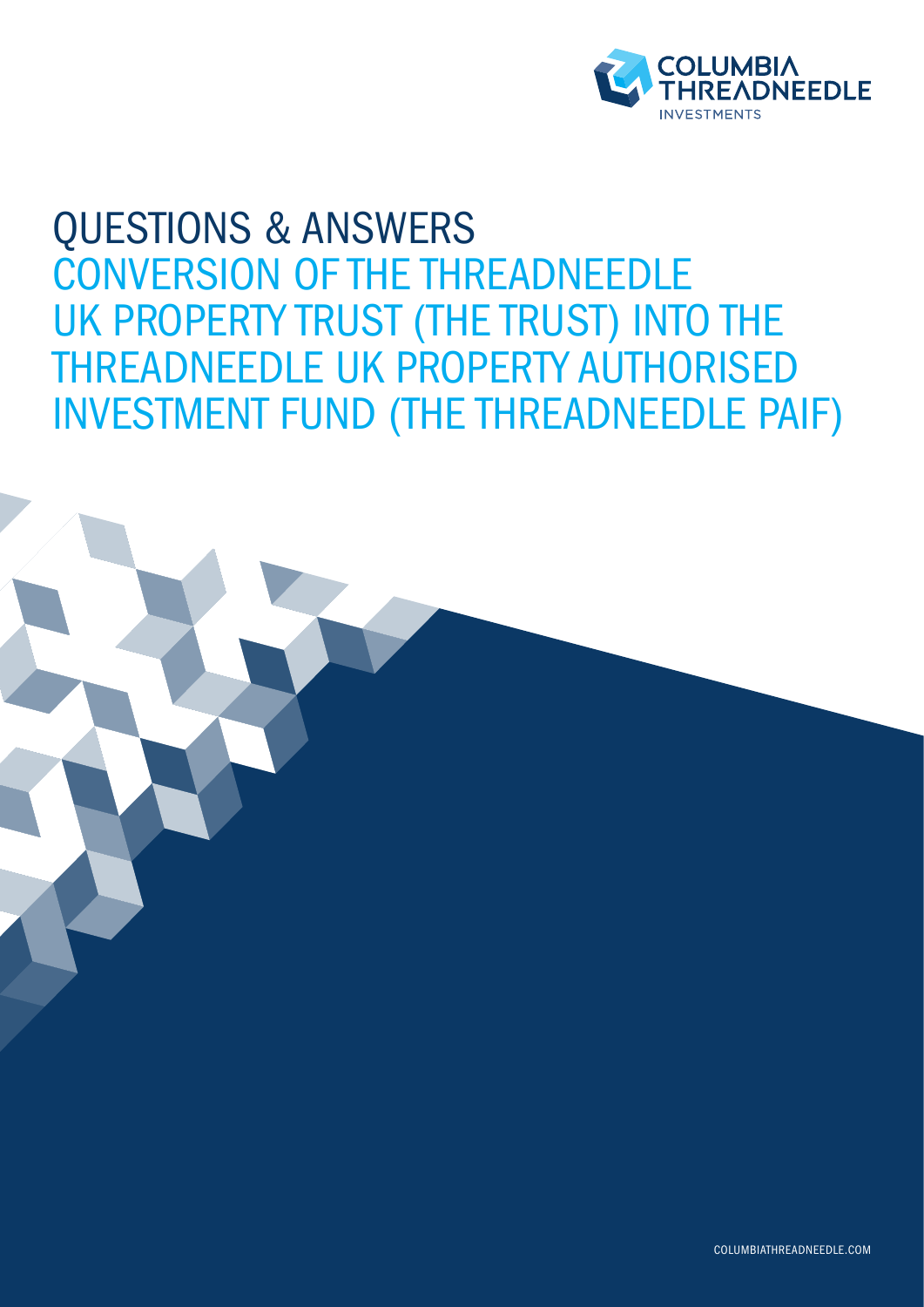COLUMBIA THREADNEEDLE INVESTMENTS

# QUESTIONS & ANSWERS

## CONVERSION OF THE THREADNEEDLE UK PROPERTY TRUST (THE TRUST) INTO THE THREADNEEDLE UK PROPERTY AUTHORISED INVESTMENT FUND (THE THREADNEEDLE PAIF)

COLUMBIATHREADNEEDLE.COM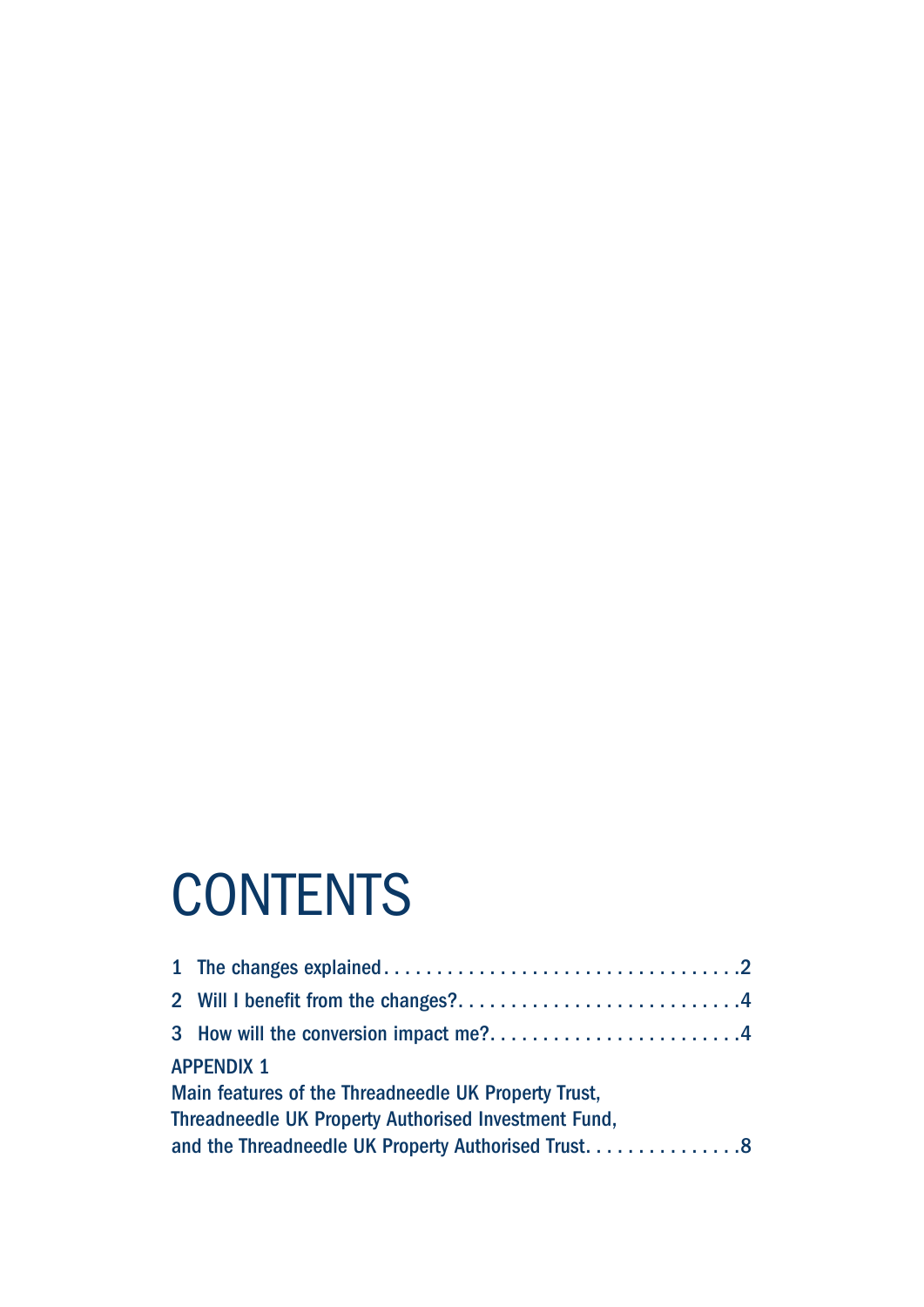# CONTENTS

1 The changes explained . . . . . . . . . . . . . . . . . . . . . . . . . . . . . . . . . .2

2 Will I benefit from the changes? . . . . . . . . . . . . . . . . . . . . . . . . . . .4

3 How will the conversion impact me? . . . . . . . . . . . . . . . . . . . . . . . .4

APPENDIX 1

Main features of the Threadneedle UK Property Trust,
Threadneedle UK Property Authorised Investment Fund,
and the Threadneedle UK Property Authorised Trust. . . . . . . . . . . . . . .8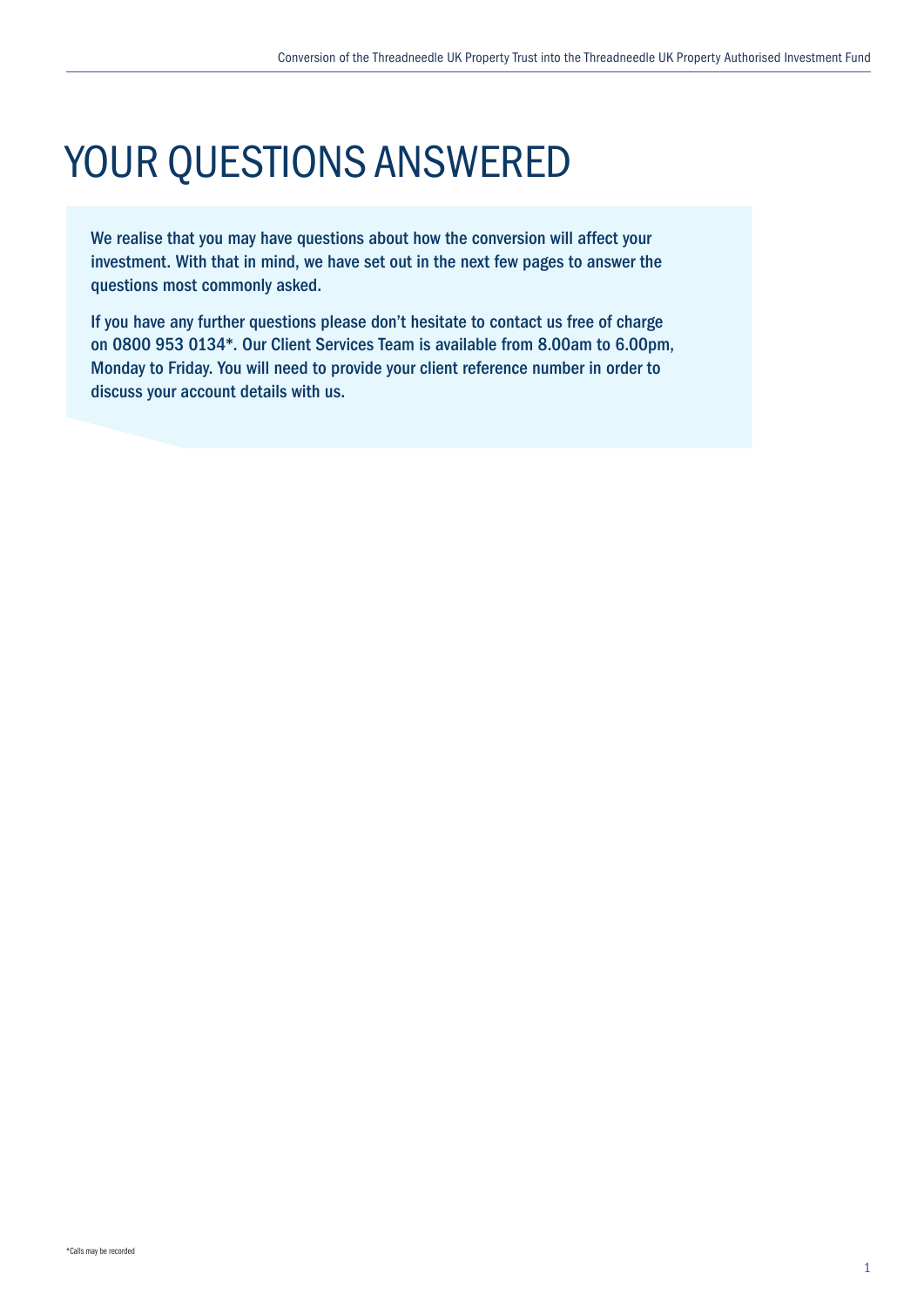# YOUR QUESTIONS ANSWERED

We realise that you may have questions about how the conversion will affect your investment. With that in mind, we have set out in the next few pages to answer the questions most commonly asked.

If you have any further questions please don't hesitate to contact us free of charge on 0800 953 0134*. Our Client Services Team is available from 8.00am to 6.00pm, Monday to Friday. You will need to provide your client reference number in order to discuss your account details with us.

*Calls may be recorded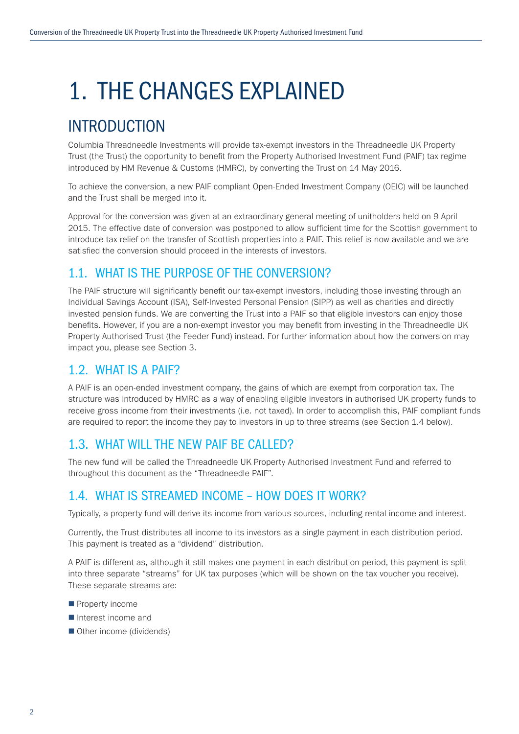# 1. THE CHANGES EXPLAINED

## INTRODUCTION

Columbia Threadneedle Investments will provide tax-exempt investors in the Threadneedle UK Property Trust (the Trust) the opportunity to benefit from the Property Authorised Investment Fund (PAIF) tax regime introduced by HM Revenue & Customs (HMRC), by converting the Trust on 14 May 2016.

To achieve the conversion, a new PAIF compliant Open-Ended Investment Company (OEIC) will be launched and the Trust shall be merged into it.

Approval for the conversion was given at an extraordinary general meeting of unitholders held on 9 April 2015. The effective date of conversion was postponed to allow sufficient time for the Scottish government to introduce tax relief on the transfer of Scottish properties into a PAIF. This relief is now available and we are satisfied the conversion should proceed in the interests of investors.

### 1.1. WHAT IS THE PURPOSE OF THE CONVERSION?

The PAIF structure will significantly benefit our tax-exempt investors, including those investing through an Individual Savings Account (ISA), Self-Invested Personal Pension (SIPP) as well as charities and directly invested pension funds. We are converting the Trust into a PAIF so that eligible investors can enjoy those benefits. However, if you are a non-exempt investor you may benefit from investing in the Threadneedle UK Property Authorised Trust (the Feeder Fund) instead. For further information about how the conversion may impact you, please see Section 3.

### 1.2. WHAT IS A PAIF?

A PAIF is an open-ended investment company, the gains of which are exempt from corporation tax. The structure was introduced by HMRC as a way of enabling eligible investors in authorised UK property funds to receive gross income from their investments (i.e. not taxed). In order to accomplish this, PAIF compliant funds are required to report the income they pay to investors in up to three streams (see Section 1.4 below).

### 1.3. WHAT WILL THE NEW PAIF BE CALLED?

The new fund will be called the Threadneedle UK Property Authorised Investment Fund and referred to throughout this document as the "Threadneedle PAIF".

### 1.4. WHAT IS STREAMED INCOME – HOW DOES IT WORK?

Typically, a property fund will derive its income from various sources, including rental income and interest.

Currently, the Trust distributes all income to its investors as a single payment in each distribution period. This payment is treated as a "dividend" distribution.

A PAIF is different as, although it still makes one payment in each distribution period, this payment is split into three separate "streams" for UK tax purposes (which will be shown on the tax voucher you receive). These separate streams are:

- Property income
- Interest income and
- Other income (dividends)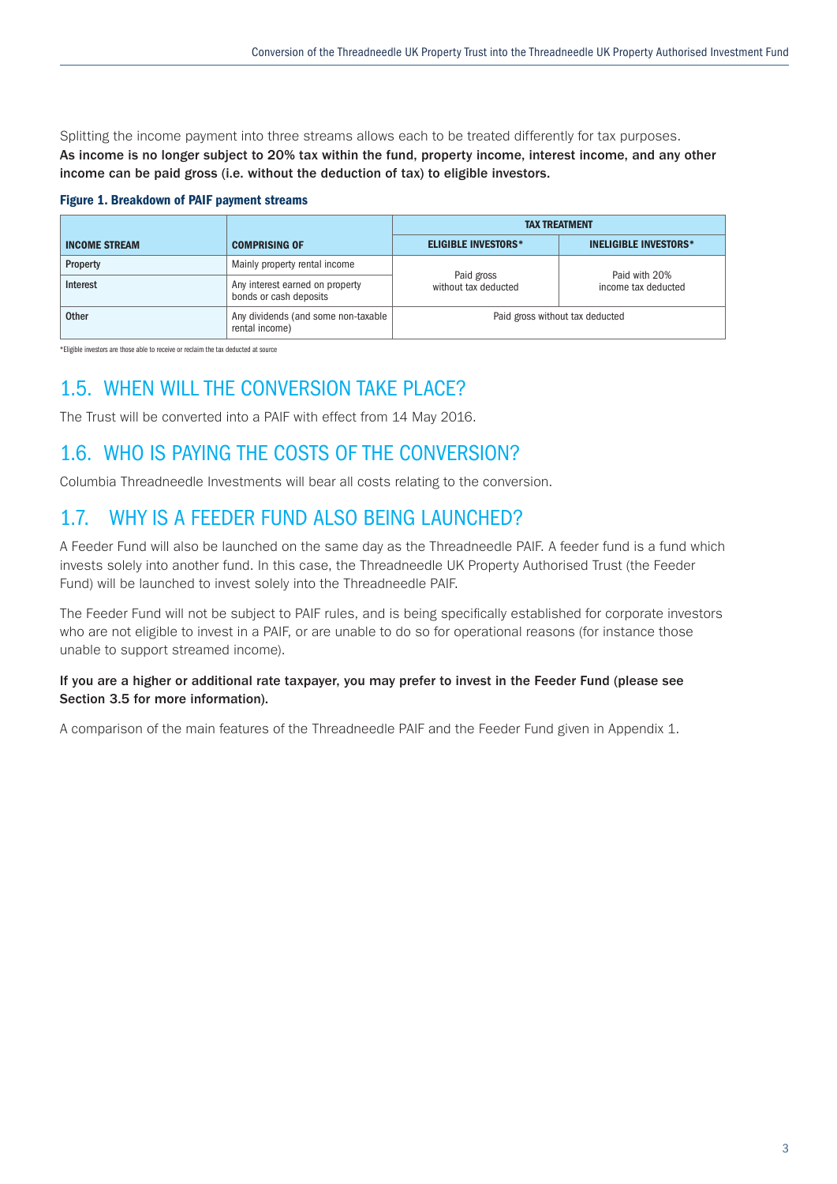Splitting the income payment into three streams allows each to be treated differently for tax purposes. **As income is no longer subject to 20% tax within the fund, property income, interest income, and any other income can be paid gross (i.e. without the deduction of tax) to eligible investors.**

**Figure 1. Breakdown of PAIF payment streams**

| INCOME STREAM | COMPRISING OF | TAX TREATMENT | |
|---|---|---|---|
| | | ELIGIBLE INVESTORS* | INELIGIBLE INVESTORS* |
| Property | Mainly property rental income | Paid gross without tax deducted | Paid with 20% income tax deducted |
| Interest | Any interest earned on property bonds or cash deposits | | |
| Other | Any dividends (and some non-taxable rental income) | Paid gross without tax deducted | |

*Eligible investors are those able to receive or reclaim the tax deducted at source

## 1.5. WHEN WILL THE CONVERSION TAKE PLACE?

The Trust will be converted into a PAIF with effect from 14 May 2016.

## 1.6. WHO IS PAYING THE COSTS OF THE CONVERSION?

Columbia Threadneedle Investments will bear all costs relating to the conversion.

## 1.7. WHY IS A FEEDER FUND ALSO BEING LAUNCHED?

A Feeder Fund will also be launched on the same day as the Threadneedle PAIF. A feeder fund is a fund which invests solely into another fund. In this case, the Threadneedle UK Property Authorised Trust (the Feeder Fund) will be launched to invest solely into the Threadneedle PAIF.

The Feeder Fund will not be subject to PAIF rules, and is being specifically established for corporate investors who are not eligible to invest in a PAIF, or are unable to do so for operational reasons (for instance those unable to support streamed income).

**If you are a higher or additional rate taxpayer, you may prefer to invest in the Feeder Fund (please see Section 3.5 for more information).**

A comparison of the main features of the Threadneedle PAIF and the Feeder Fund given in Appendix 1.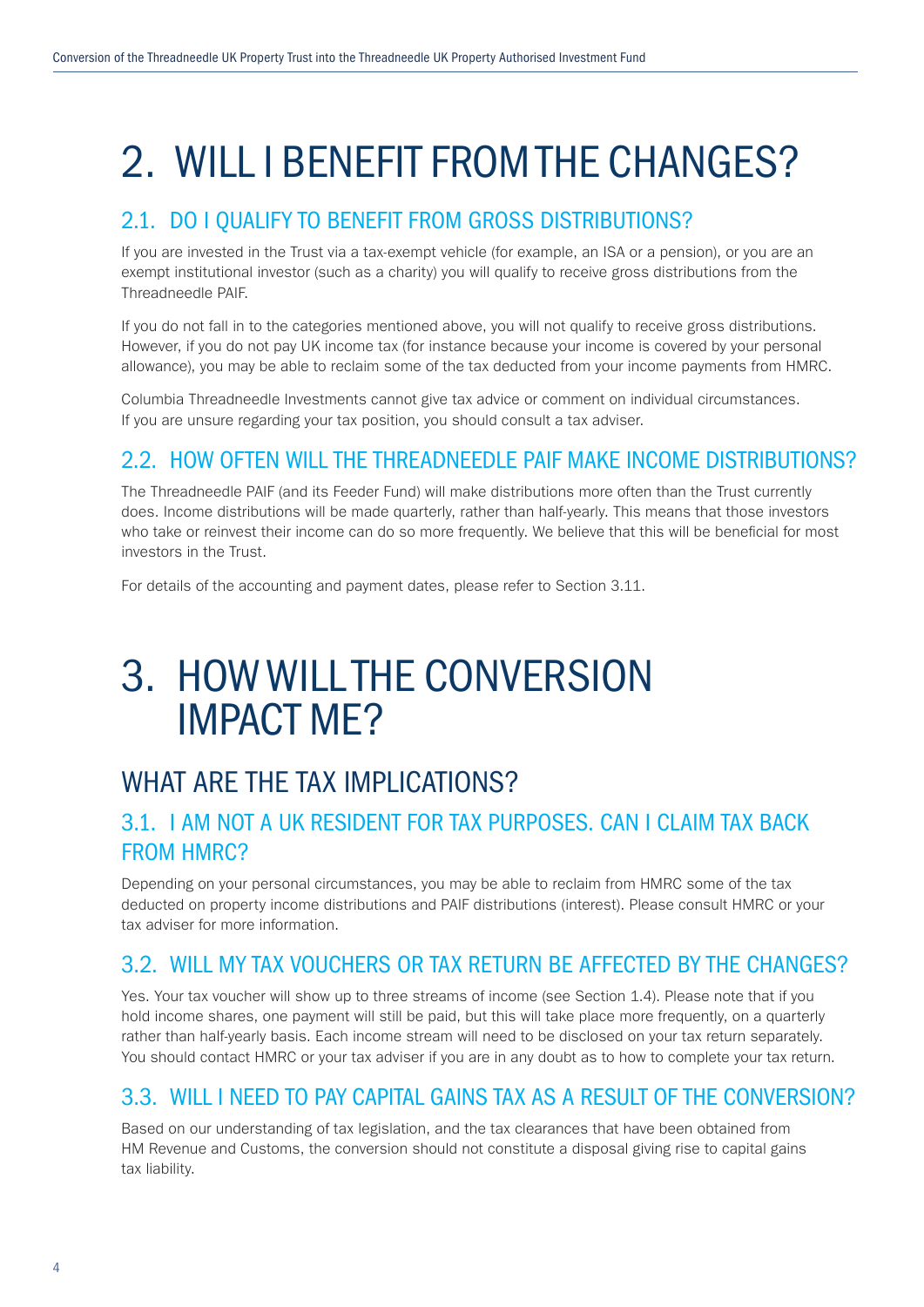# 2. WILL I BENEFIT FROM THE CHANGES?

## 2.1. DO I QUALIFY TO BENEFIT FROM GROSS DISTRIBUTIONS?

If you are invested in the Trust via a tax-exempt vehicle (for example, an ISA or a pension), or you are an exempt institutional investor (such as a charity) you will qualify to receive gross distributions from the Threadneedle PAIF.

If you do not fall in to the categories mentioned above, you will not qualify to receive gross distributions. However, if you do not pay UK income tax (for instance because your income is covered by your personal allowance), you may be able to reclaim some of the tax deducted from your income payments from HMRC.

Columbia Threadneedle Investments cannot give tax advice or comment on individual circumstances. If you are unsure regarding your tax position, you should consult a tax adviser.

## 2.2. HOW OFTEN WILL THE THREADNEEDLE PAIF MAKE INCOME DISTRIBUTIONS?

The Threadneedle PAIF (and its Feeder Fund) will make distributions more often than the Trust currently does. Income distributions will be made quarterly, rather than half-yearly. This means that those investors who take or reinvest their income can do so more frequently. We believe that this will be beneficial for most investors in the Trust.

For details of the accounting and payment dates, please refer to Section 3.11.

# 3. HOW WILL THE CONVERSION IMPACT ME?

## WHAT ARE THE TAX IMPLICATIONS?

### 3.1. I AM NOT A UK RESIDENT FOR TAX PURPOSES. CAN I CLAIM TAX BACK FROM HMRC?

Depending on your personal circumstances, you may be able to reclaim from HMRC some of the tax deducted on property income distributions and PAIF distributions (interest). Please consult HMRC or your tax adviser for more information.

### 3.2. WILL MY TAX VOUCHERS OR TAX RETURN BE AFFECTED BY THE CHANGES?

Yes. Your tax voucher will show up to three streams of income (see Section 1.4). Please note that if you hold income shares, one payment will still be paid, but this will take place more frequently, on a quarterly rather than half-yearly basis. Each income stream will need to be disclosed on your tax return separately. You should contact HMRC or your tax adviser if you are in any doubt as to how to complete your tax return.

### 3.3. WILL I NEED TO PAY CAPITAL GAINS TAX AS A RESULT OF THE CONVERSION?

Based on our understanding of tax legislation, and the tax clearances that have been obtained from HM Revenue and Customs, the conversion should not constitute a disposal giving rise to capital gains tax liability.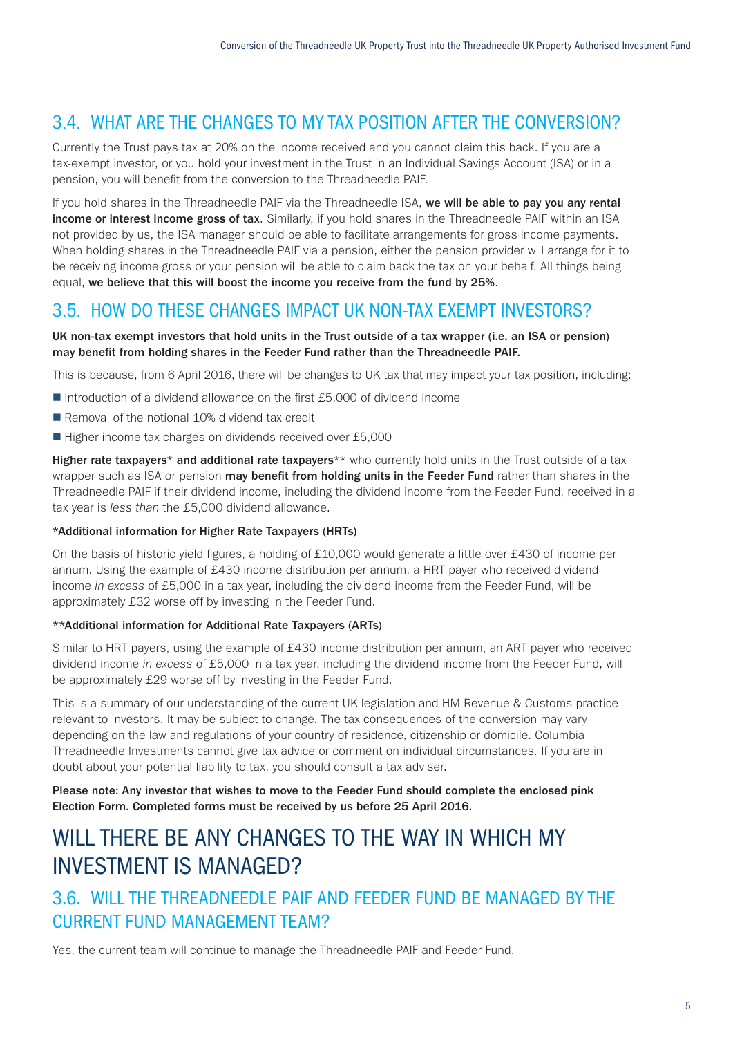## 3.4. WHAT ARE THE CHANGES TO MY TAX POSITION AFTER THE CONVERSION?

Currently the Trust pays tax at 20% on the income received and you cannot claim this back. If you are a tax-exempt investor, or you hold your investment in the Trust in an Individual Savings Account (ISA) or in a pension, you will benefit from the conversion to the Threadneedle PAIF.

If you hold shares in the Threadneedle PAIF via the Threadneedle ISA, **we will be able to pay you any rental income or interest income gross of tax**. Similarly, if you hold shares in the Threadneedle PAIF within an ISA not provided by us, the ISA manager should be able to facilitate arrangements for gross income payments. When holding shares in the Threadneedle PAIF via a pension, either the pension provider will arrange for it to be receiving income gross or your pension will be able to claim back the tax on your behalf. All things being equal, **we believe that this will boost the income you receive from the fund by 25%**.

## 3.5. HOW DO THESE CHANGES IMPACT UK NON-TAX EXEMPT INVESTORS?

**UK non-tax exempt investors that hold units in the Trust outside of a tax wrapper (i.e. an ISA or pension) may benefit from holding shares in the Feeder Fund rather than the Threadneedle PAIF.**

This is because, from 6 April 2016, there will be changes to UK tax that may impact your tax position, including:

- Introduction of a dividend allowance on the first £5,000 of dividend income
- Removal of the notional 10% dividend tax credit
- Higher income tax charges on dividends received over £5,000

**Higher rate taxpayers*** **and additional rate taxpayers**** who currently hold units in the Trust outside of a tax wrapper such as ISA or pension **may benefit from holding units in the Feeder Fund** rather than shares in the Threadneedle PAIF if their dividend income, including the dividend income from the Feeder Fund, received in a tax year is *less than* the £5,000 dividend allowance.

**\*Additional information for Higher Rate Taxpayers (HRTs)**

On the basis of historic yield figures, a holding of £10,000 would generate a little over £430 of income per annum. Using the example of £430 income distribution per annum, a HRT payer who received dividend income *in excess* of £5,000 in a tax year, including the dividend income from the Feeder Fund, will be approximately £32 worse off by investing in the Feeder Fund.

**\*\*Additional information for Additional Rate Taxpayers (ARTs)**

Similar to HRT payers, using the example of £430 income distribution per annum, an ART payer who received dividend income *in excess* of £5,000 in a tax year, including the dividend income from the Feeder Fund, will be approximately £29 worse off by investing in the Feeder Fund.

This is a summary of our understanding of the current UK legislation and HM Revenue & Customs practice relevant to investors. It may be subject to change. The tax consequences of the conversion may vary depending on the law and regulations of your country of residence, citizenship or domicile. Columbia Threadneedle Investments cannot give tax advice or comment on individual circumstances. If you are in doubt about your potential liability to tax, you should consult a tax adviser.

**Please note: Any investor that wishes to move to the Feeder Fund should complete the enclosed pink Election Form. Completed forms must be received by us before 25 April 2016.**

# WILL THERE BE ANY CHANGES TO THE WAY IN WHICH MY INVESTMENT IS MANAGED?

## 3.6. WILL THE THREADNEEDLE PAIF AND FEEDER FUND BE MANAGED BY THE CURRENT FUND MANAGEMENT TEAM?

Yes, the current team will continue to manage the Threadneedle PAIF and Feeder Fund.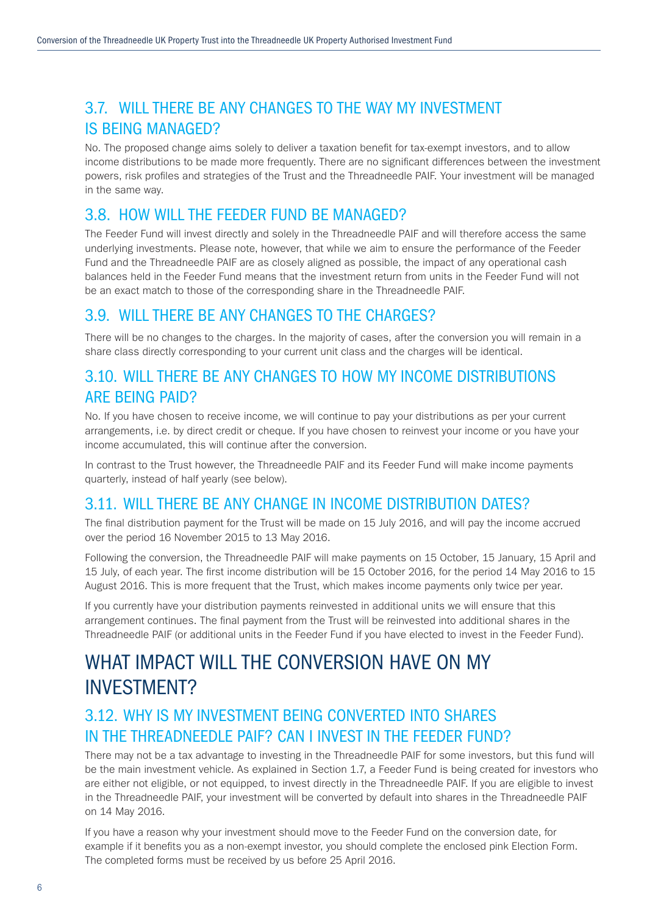## 3.7. WILL THERE BE ANY CHANGES TO THE WAY MY INVESTMENT IS BEING MANAGED?

No. The proposed change aims solely to deliver a taxation benefit for tax-exempt investors, and to allow income distributions to be made more frequently. There are no significant differences between the investment powers, risk profiles and strategies of the Trust and the Threadneedle PAIF. Your investment will be managed in the same way.

## 3.8. HOW WILL THE FEEDER FUND BE MANAGED?

The Feeder Fund will invest directly and solely in the Threadneedle PAIF and will therefore access the same underlying investments. Please note, however, that while we aim to ensure the performance of the Feeder Fund and the Threadneedle PAIF are as closely aligned as possible, the impact of any operational cash balances held in the Feeder Fund means that the investment return from units in the Feeder Fund will not be an exact match to those of the corresponding share in the Threadneedle PAIF.

## 3.9. WILL THERE BE ANY CHANGES TO THE CHARGES?

There will be no changes to the charges. In the majority of cases, after the conversion you will remain in a share class directly corresponding to your current unit class and the charges will be identical.

## 3.10. WILL THERE BE ANY CHANGES TO HOW MY INCOME DISTRIBUTIONS ARE BEING PAID?

No. If you have chosen to receive income, we will continue to pay your distributions as per your current arrangements, i.e. by direct credit or cheque. If you have chosen to reinvest your income or you have your income accumulated, this will continue after the conversion.

In contrast to the Trust however, the Threadneedle PAIF and its Feeder Fund will make income payments quarterly, instead of half yearly (see below).

## 3.11. WILL THERE BE ANY CHANGE IN INCOME DISTRIBUTION DATES?

The final distribution payment for the Trust will be made on 15 July 2016, and will pay the income accrued over the period 16 November 2015 to 13 May 2016.

Following the conversion, the Threadneedle PAIF will make payments on 15 October, 15 January, 15 April and 15 July, of each year. The first income distribution will be 15 October 2016, for the period 14 May 2016 to 15 August 2016. This is more frequent that the Trust, which makes income payments only twice per year.

If you currently have your distribution payments reinvested in additional units we will ensure that this arrangement continues. The final payment from the Trust will be reinvested into additional shares in the Threadneedle PAIF (or additional units in the Feeder Fund if you have elected to invest in the Feeder Fund).

# WHAT IMPACT WILL THE CONVERSION HAVE ON MY INVESTMENT?

## 3.12. WHY IS MY INVESTMENT BEING CONVERTED INTO SHARES IN THE THREADNEEDLE PAIF? CAN I INVEST IN THE FEEDER FUND?

There may not be a tax advantage to investing in the Threadneedle PAIF for some investors, but this fund will be the main investment vehicle. As explained in Section 1.7, a Feeder Fund is being created for investors who are either not eligible, or not equipped, to invest directly in the Threadneedle PAIF. If you are eligible to invest in the Threadneedle PAIF, your investment will be converted by default into shares in the Threadneedle PAIF on 14 May 2016.

If you have a reason why your investment should move to the Feeder Fund on the conversion date, for example if it benefits you as a non-exempt investor, you should complete the enclosed pink Election Form. The completed forms must be received by us before 25 April 2016.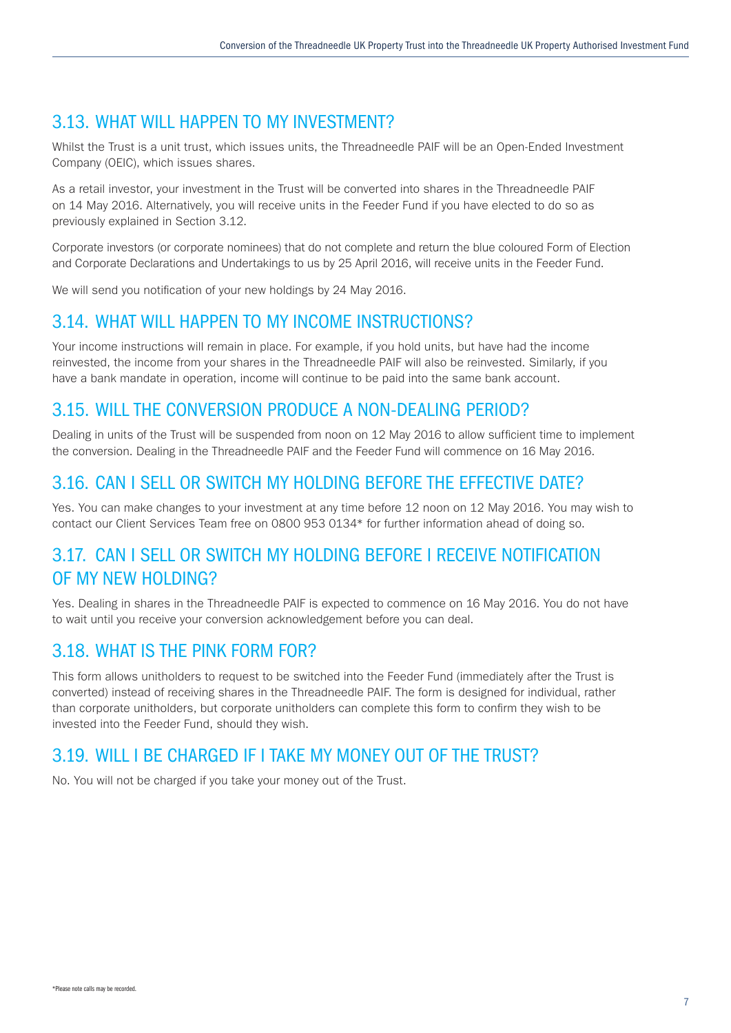## 3.13. WHAT WILL HAPPEN TO MY INVESTMENT?

Whilst the Trust is a unit trust, which issues units, the Threadneedle PAIF will be an Open-Ended Investment Company (OEIC), which issues shares.

As a retail investor, your investment in the Trust will be converted into shares in the Threadneedle PAIF on 14 May 2016. Alternatively, you will receive units in the Feeder Fund if you have elected to do so as previously explained in Section 3.12.

Corporate investors (or corporate nominees) that do not complete and return the blue coloured Form of Election and Corporate Declarations and Undertakings to us by 25 April 2016, will receive units in the Feeder Fund.

We will send you notification of your new holdings by 24 May 2016.

## 3.14. WHAT WILL HAPPEN TO MY INCOME INSTRUCTIONS?

Your income instructions will remain in place. For example, if you hold units, but have had the income reinvested, the income from your shares in the Threadneedle PAIF will also be reinvested. Similarly, if you have a bank mandate in operation, income will continue to be paid into the same bank account.

## 3.15. WILL THE CONVERSION PRODUCE A NON-DEALING PERIOD?

Dealing in units of the Trust will be suspended from noon on 12 May 2016 to allow sufficient time to implement the conversion. Dealing in the Threadneedle PAIF and the Feeder Fund will commence on 16 May 2016.

## 3.16. CAN I SELL OR SWITCH MY HOLDING BEFORE THE EFFECTIVE DATE?

Yes. You can make changes to your investment at any time before 12 noon on 12 May 2016. You may wish to contact our Client Services Team free on 0800 953 0134* for further information ahead of doing so.

## 3.17. CAN I SELL OR SWITCH MY HOLDING BEFORE I RECEIVE NOTIFICATION OF MY NEW HOLDING?

Yes. Dealing in shares in the Threadneedle PAIF is expected to commence on 16 May 2016. You do not have to wait until you receive your conversion acknowledgement before you can deal.

## 3.18. WHAT IS THE PINK FORM FOR?

This form allows unitholders to request to be switched into the Feeder Fund (immediately after the Trust is converted) instead of receiving shares in the Threadneedle PAIF. The form is designed for individual, rather than corporate unitholders, but corporate unitholders can complete this form to confirm they wish to be invested into the Feeder Fund, should they wish.

## 3.19. WILL I BE CHARGED IF I TAKE MY MONEY OUT OF THE TRUST?

No. You will not be charged if you take your money out of the Trust.

*Please note calls may be recorded.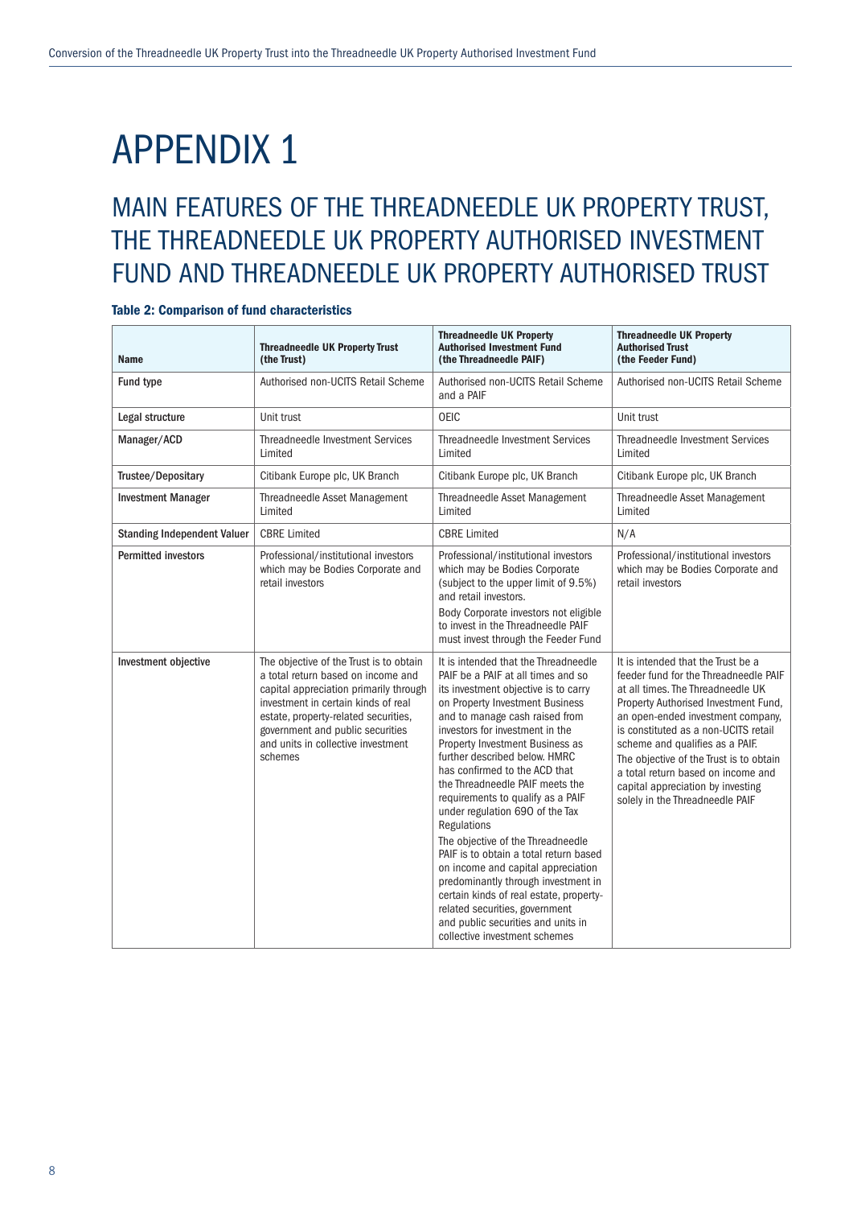# APPENDIX 1

## MAIN FEATURES OF THE THREADNEEDLE UK PROPERTY TRUST, THE THREADNEEDLE UK PROPERTY AUTHORISED INVESTMENT FUND AND THREADNEEDLE UK PROPERTY AUTHORISED TRUST

**Table 2: Comparison of fund characteristics**

| Name | Threadneedle UK Property Trust (the Trust) | Threadneedle UK Property Authorised Investment Fund (the Threadneedle PAIF) | Threadneedle UK Property Authorised Trust (the Feeder Fund) |
|---|---|---|---|
| **Fund type** | Authorised non-UCITS Retail Scheme | Authorised non-UCITS Retail Scheme and a PAIF | Authorised non-UCITS Retail Scheme |
| **Legal structure** | Unit trust | OEIC | Unit trust |
| **Manager/ACD** | Threadneedle Investment Services Limited | Threadneedle Investment Services Limited | Threadneedle Investment Services Limited |
| **Trustee/Depositary** | Citibank Europe plc, UK Branch | Citibank Europe plc, UK Branch | Citibank Europe plc, UK Branch |
| **Investment Manager** | Threadneedle Asset Management Limited | Threadneedle Asset Management Limited | Threadneedle Asset Management Limited |
| **Standing Independent Valuer** | CBRE Limited | CBRE Limited | N/A |
| **Permitted investors** | Professional/institutional investors which may be Bodies Corporate and retail investors | Professional/institutional investors which may be Bodies Corporate (subject to the upper limit of 9.5%) and retail investors.<br><br>Body Corporate investors not eligible to invest in the Threadneedle PAIF must invest through the Feeder Fund | Professional/institutional investors which may be Bodies Corporate and retail investors |
| **Investment objective** | The objective of the Trust is to obtain a total return based on income and capital appreciation primarily through investment in certain kinds of real estate, property-related securities, government and public securities and units in collective investment schemes | It is intended that the Threadneedle PAIF be a PAIF at all times and so its investment objective is to carry on Property Investment Business and to manage cash raised from investors for investment in the Property Investment Business as further described below. HMRC has confirmed to the ACD that the Threadneedle PAIF meets the requirements to qualify as a PAIF under regulation 69O of the Tax Regulations<br><br>The objective of the Threadneedle PAIF is to obtain a total return based on income and capital appreciation predominantly through investment in certain kinds of real estate, property-related securities, government and public securities and units in collective investment schemes | It is intended that the Trust be a feeder fund for the Threadneedle PAIF at all times. The Threadneedle UK Property Authorised Investment Fund, an open-ended investment company, is constituted as a non-UCITS retail scheme and qualifies as a PAIF. The objective of the Trust is to obtain a total return based on income and capital appreciation by investing solely in the Threadneedle PAIF |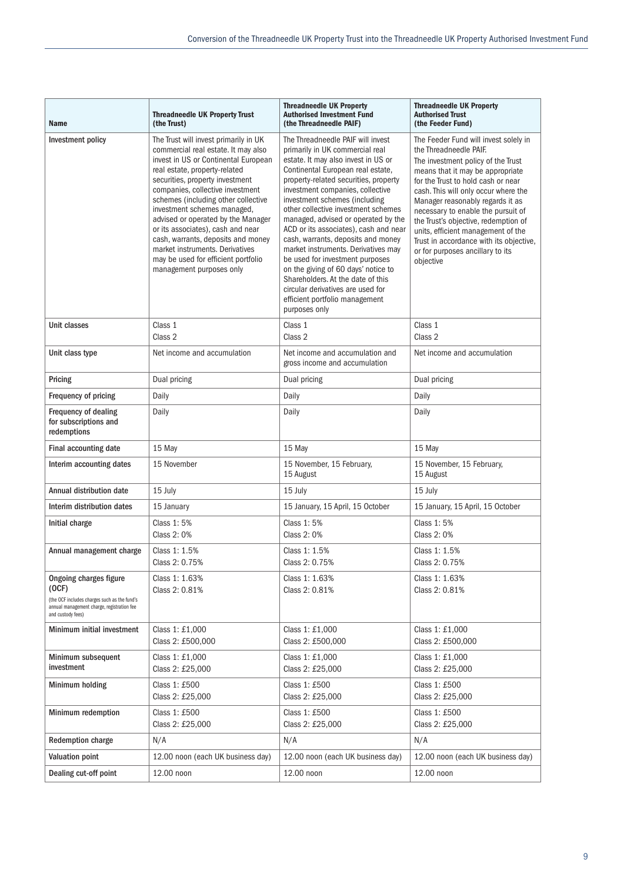| Name | Threadneedle UK Property Trust (the Trust) | Threadneedle UK Property Authorised Investment Fund (the Threadneedle PAIF) | Threadneedle UK Property Authorised Trust (the Feeder Fund) |
|---|---|---|---|
| Investment policy | The Trust will invest primarily in UK commercial real estate. It may also invest in US or Continental European real estate, property-related securities, property investment companies, collective investment schemes (including other collective investment schemes managed, advised or operated by the Manager or its associates), cash and near cash, warrants, deposits and money market instruments. Derivatives may be used for efficient portfolio management purposes only | The Threadneedle PAIF will invest primarily in UK commercial real estate. It may also invest in US or Continental European real estate, property-related securities, property investment companies, collective investment schemes (including other collective investment schemes managed, advised or operated by the ACD or its associates), cash and near cash, warrants, deposits and money market instruments. Derivatives may be used for investment purposes on the giving of 60 days' notice to Shareholders. At the date of this circular derivatives are used for efficient portfolio management purposes only | The Feeder Fund will invest solely in the Threadneedle PAIF. The investment policy of the Trust means that it may be appropriate for the Trust to hold cash or near cash. This will only occur where the Manager reasonably regards it as necessary to enable the pursuit of the Trust's objective, redemption of units, efficient management of the Trust in accordance with its objective, or for purposes ancillary to its objective |
| Unit classes | Class 1<br>Class 2 | Class 1<br>Class 2 | Class 1<br>Class 2 |
| Unit class type | Net income and accumulation | Net income and accumulation and gross income and accumulation | Net income and accumulation |
| Pricing | Dual pricing | Dual pricing | Dual pricing |
| Frequency of pricing | Daily | Daily | Daily |
| Frequency of dealing for subscriptions and redemptions | Daily | Daily | Daily |
| Final accounting date | 15 May | 15 May | 15 May |
| Interim accounting dates | 15 November | 15 November, 15 February, 15 August | 15 November, 15 February, 15 August |
| Annual distribution date | 15 July | 15 July | 15 July |
| Interim distribution dates | 15 January | 15 January, 15 April, 15 October | 15 January, 15 April, 15 October |
| Initial charge | Class 1: 5%<br>Class 2: 0% | Class 1: 5%<br>Class 2: 0% | Class 1: 5%<br>Class 2: 0% |
| Annual management charge | Class 1: 1.5%<br>Class 2: 0.75% | Class 1: 1.5%<br>Class 2: 0.75% | Class 1: 1.5%<br>Class 2: 0.75% |
| Ongoing charges figure (OCF)<br>(the OCF includes charges such as the fund's annual management charge, registration fee and custody fees) | Class 1: 1.63%<br>Class 2: 0.81% | Class 1: 1.63%<br>Class 2: 0.81% | Class 1: 1.63%<br>Class 2: 0.81% |
| Minimum initial investment | Class 1: £1,000<br>Class 2: £500,000 | Class 1: £1,000<br>Class 2: £500,000 | Class 1: £1,000<br>Class 2: £500,000 |
| Minimum subsequent investment | Class 1: £1,000<br>Class 2: £25,000 | Class 1: £1,000<br>Class 2: £25,000 | Class 1: £1,000<br>Class 2: £25,000 |
| Minimum holding | Class 1: £500<br>Class 2: £25,000 | Class 1: £500<br>Class 2: £25,000 | Class 1: £500<br>Class 2: £25,000 |
| Minimum redemption | Class 1: £500<br>Class 2: £25,000 | Class 1: £500<br>Class 2: £25,000 | Class 1: £500<br>Class 2: £25,000 |
| Redemption charge | N/A | N/A | N/A |
| Valuation point | 12.00 noon (each UK business day) | 12.00 noon (each UK business day) | 12.00 noon (each UK business day) |
| Dealing cut-off point | 12.00 noon | 12.00 noon | 12.00 noon |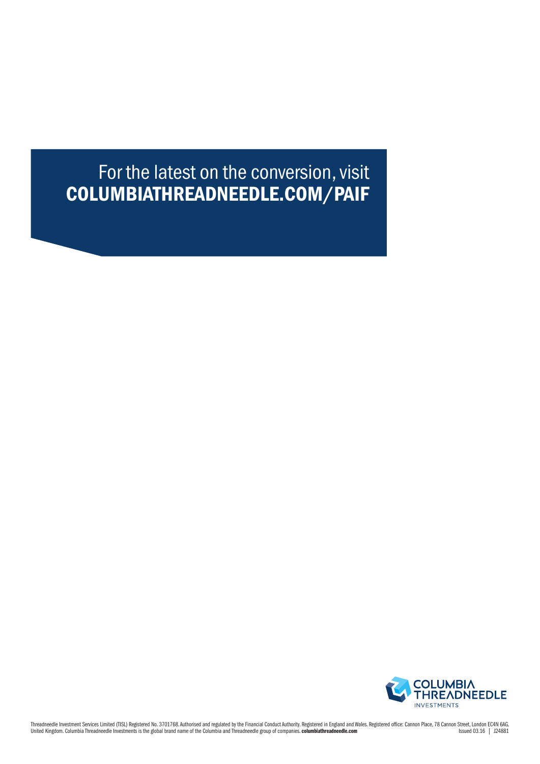For the latest on the conversion, visit
**COLUMBIATHREADNEEDLE.COM/PAIF**

COLUMBIA THREADNEEDLE INVESTMENTS

Threadneedle Investment Services Limited (TISL) Registered No. 3701768. Authorised and regulated by the Financial Conduct Authority. Registered in England and Wales. Registered office: Cannon Place, 78 Cannon Street, London EC4N 6AG. United Kingdom. Columbia Threadneedle Investments is the global brand name of the Columbia and Threadneedle group of companies. **columbiathreadneedle.com**

Issued 03.16 | J24881